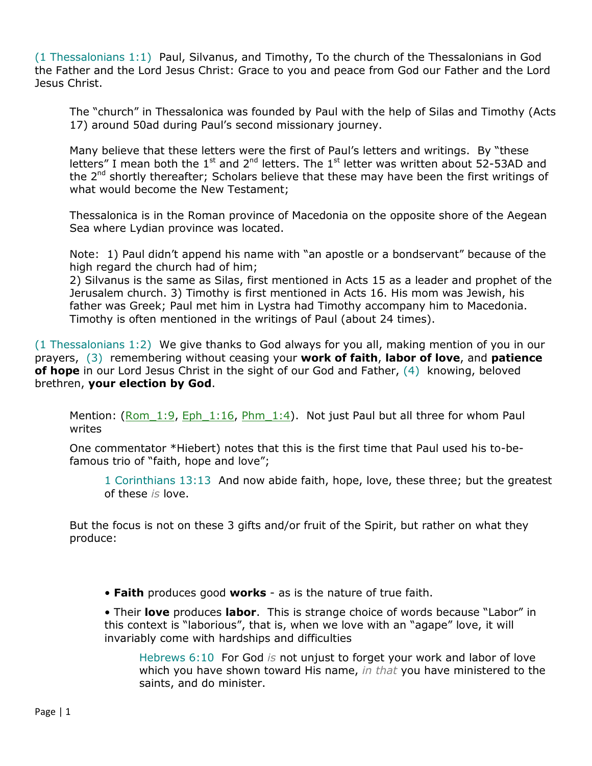(1 Thessalonians 1:1) Paul, Silvanus, and Timothy, To the church of the Thessalonians in God the Father and the Lord Jesus Christ: Grace to you and peace from God our Father and the Lord Jesus Christ.

> The "church" in Thessalonica was founded by Paul with the help of Silas and Timothy (Acts 17) around 50ad during Paul's second missionary journey.
>
> Many believe that these letters were the first of Paul's letters and writings. By "these letters" I mean both the 1st and 2nd letters. The 1st letter was written about 52-53AD and the 2nd shortly thereafter; Scholars believe that these may have been the first writings of what would become the New Testament;
>
> Thessalonica is in the Roman province of Macedonia on the opposite shore of the Aegean Sea where Lydian province was located.
>
> Note: 1) Paul didn't append his name with "an apostle or a bondservant" because of the high regard the church had of him;
> 2) Silvanus is the same as Silas, first mentioned in Acts 15 as a leader and prophet of the Jerusalem church. 3) Timothy is first mentioned in Acts 16. His mom was Jewish, his father was Greek; Paul met him in Lystra had Timothy accompany him to Macedonia. Timothy is often mentioned in the writings of Paul (about 24 times).

(1 Thessalonians 1:2) We give thanks to God always for you all, making mention of you in our prayers, (3) remembering without ceasing your **work of faith**, **labor of love**, and **patience of hope** in our Lord Jesus Christ in the sight of our God and Father, (4) knowing, beloved brethren, **your election by God**.

> Mention: (Rom_1:9, Eph_1:16, Phm_1:4). Not just Paul but all three for whom Paul writes
>
> One commentator *Hiebert) notes that this is the first time that Paul used his to-be-famous trio of "faith, hope and love";
>
> > 1 Corinthians 13:13 And now abide faith, hope, love, these three; but the greatest of these *is* love.
>
> But the focus is not on these 3 gifts and/or fruit of the Spirit, but rather on what they produce:
>
> - **Faith** produces good **works** - as is the nature of true faith.
> - Their **love** produces **labor**. This is strange choice of words because "Labor" in this context is "laborious", that is, when we love with an "agape" love, it will invariably come with hardships and difficulties
>
> > Hebrews 6:10 For God *is* not unjust to forget your work and labor of love which you have shown toward His name, *in that* you have ministered to the saints, and do minister.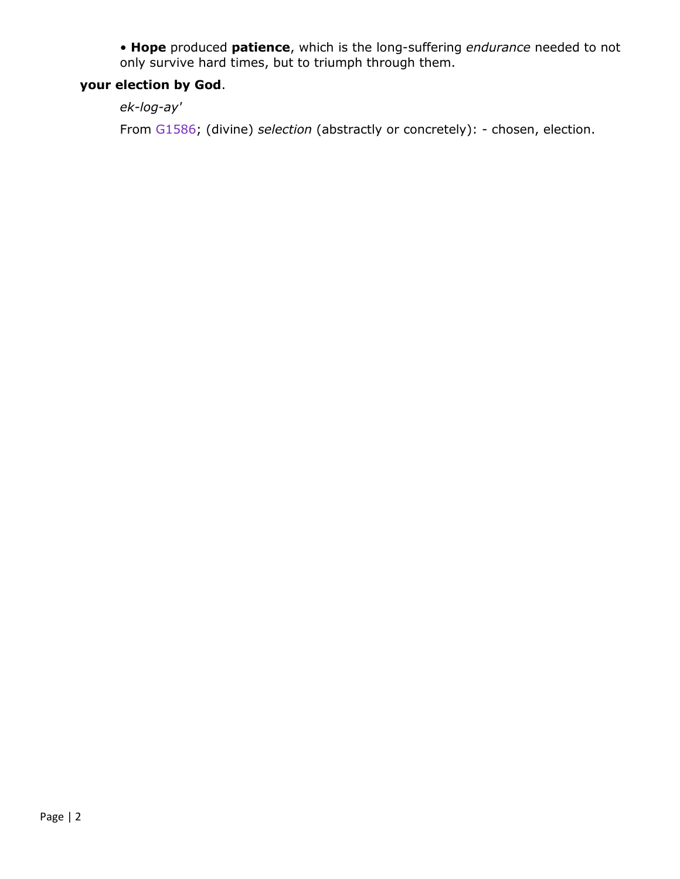- **Hope** produced **patience**, which is the long-suffering *endurance* needed to not only survive hard times, but to triumph through them.

**your election by God**.

*ek-log-ay'*

From G1586; (divine) *selection* (abstractly or concretely): - chosen, election.